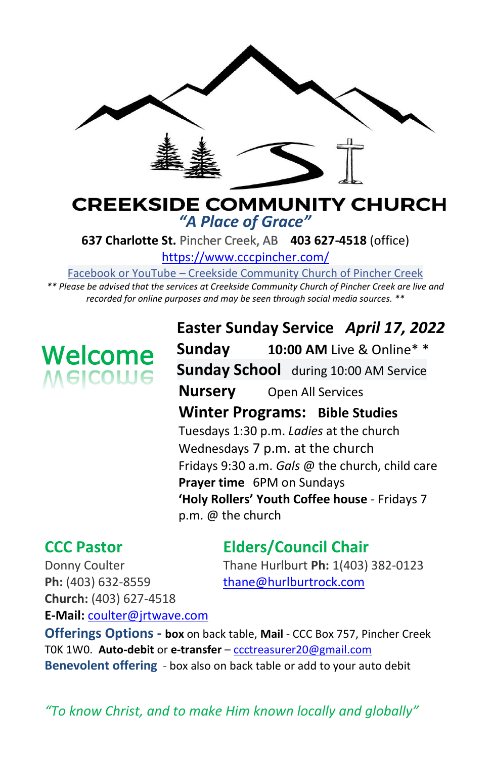# CREEKSIDE COMMUNITY CHURCH

*"A Place of Grace"*

**637 Charlotte St.** Pincher Creek, AB **403 627-4518** (office)

https://www.cccpincher.com/

Facebook or YouTube – Creekside Community Church of Pincher Creek

*** Please be advised that the services at Creekside Community Church of Pincher Creek are live and recorded for online purposes and may be seen through social media sources. ***

## Welcome

## Easter Sunday Service *April 17, 2022*

**Sunday** **10:00 AM** Live & Online* *

**Sunday School** during 10:00 AM Service

**Nursery** Open All Services

**Winter Programs: Bible Studies**

Tuesdays 1:30 p.m. *Ladies* at the church

Wednesdays 7 p.m. at the church

Fridays 9:30 a.m. *Gals* @ the church, child care

**Prayer time** 6PM on Sundays

**'Holy Rollers' Youth Coffee house** - Fridays 7 p.m. @ the church

### CCC Pastor

Donny Coulter

**Ph:** (403) 632-8559

**Church:** (403) 627-4518

**E-Mail:** coulter@jrtwave.com

### Elders/Council Chair

Thane Hurlburt **Ph:** 1(403) 382-0123

thane@hurlburtrock.com

**Offerings Options - box** on back table, **Mail** - CCC Box 757, Pincher Creek T0K 1W0. **Auto-debit** or **e-transfer** – ccctreasurer20@gmail.com

**Benevolent offering** - box also on back table or add to your auto debit

*"To know Christ, and to make Him known locally and globally"*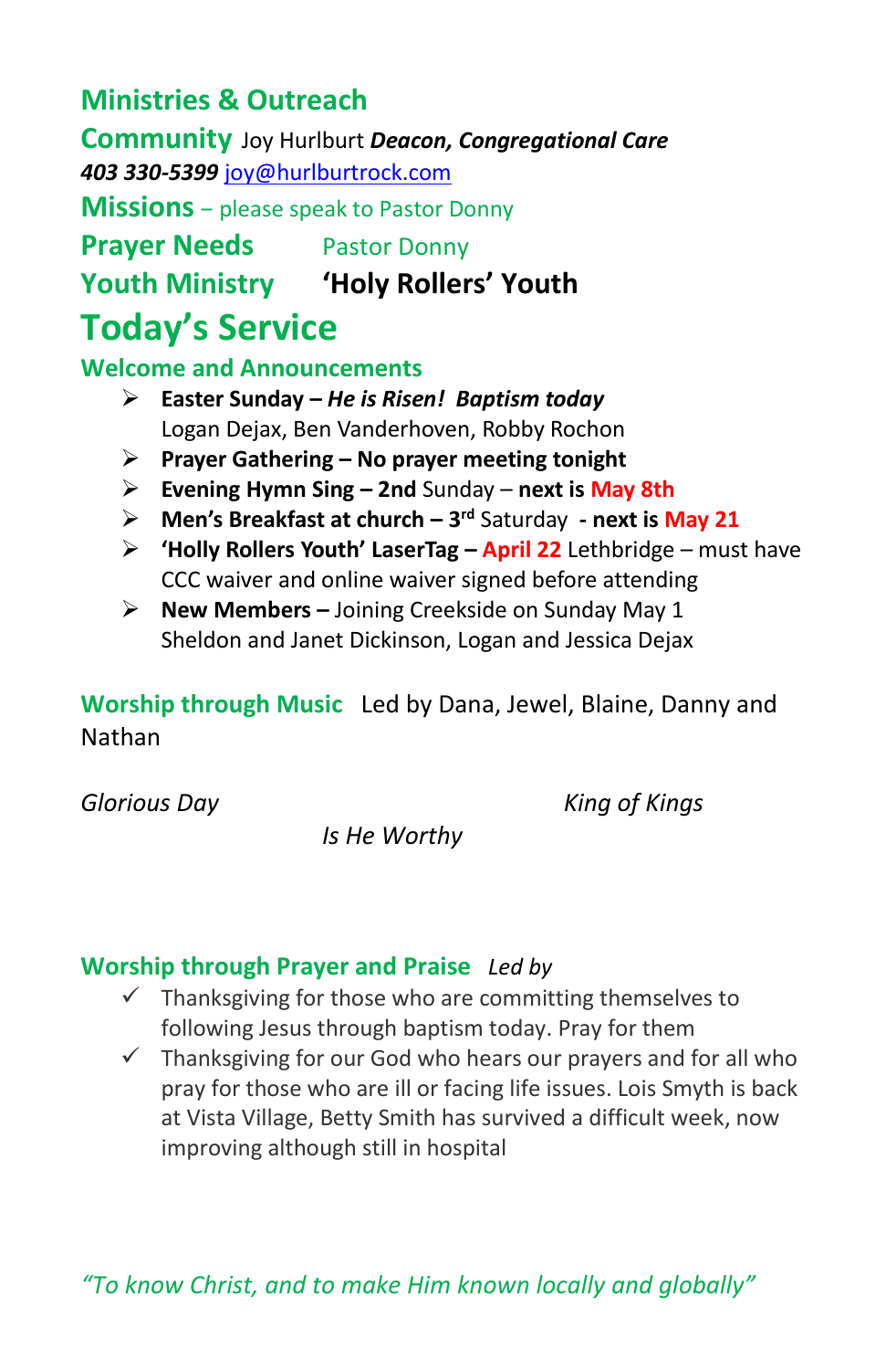## Ministries & Outreach

**Community** Joy Hurlburt ***Deacon, Congregational Care***
***403 330-5399*** joy@hurlburtrock.com

**Missions** – please speak to Pastor Donny

**Prayer Needs** Pastor Donny

**Youth Ministry** **'Holy Rollers' Youth**

# Today's Service

### Welcome and Announcements

- **Easter Sunday –** ***He is Risen! Baptism today***
  Logan Dejax, Ben Vanderhoven, Robby Rochon
- **Prayer Gathering – No prayer meeting tonight**
- **Evening Hymn Sing – 2nd** Sunday – **next is May 8th**
- **Men's Breakfast at church – 3rd** Saturday **- next is May 21**
- **'Holly Rollers Youth' LaserTag – April 22** Lethbridge – must have CCC waiver and online waiver signed before attending
- **New Members –** Joining Creekside on Sunday May 1
  Sheldon and Janet Dickinson, Logan and Jessica Dejax

**Worship through Music** Led by Dana, Jewel, Blaine, Danny and Nathan

*Glorious Day*

*Is He Worthy*

*King of Kings*

**Worship through Prayer and Praise** *Led by*

- ✓ Thanksgiving for those who are committing themselves to following Jesus through baptism today. Pray for them
- ✓ Thanksgiving for our God who hears our prayers and for all who pray for those who are ill or facing life issues. Lois Smyth is back at Vista Village, Betty Smith has survived a difficult week, now improving although still in hospital

*"To know Christ, and to make Him known locally and globally"*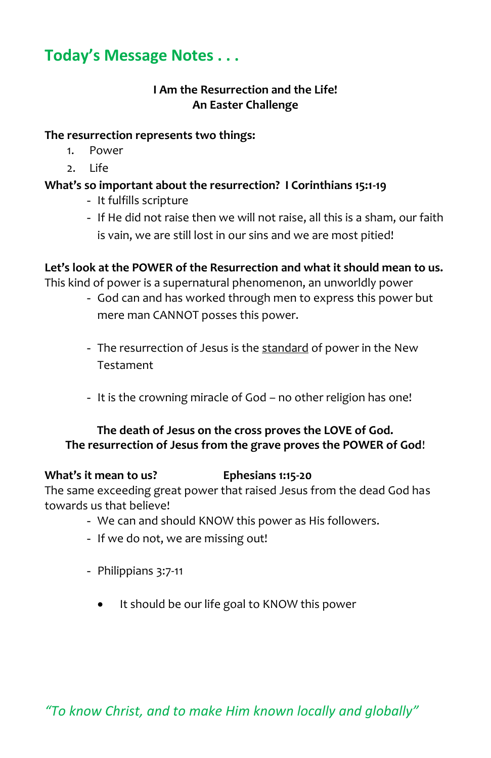## Today's Message Notes . . .

**I Am the Resurrection and the Life!**
**An Easter Challenge**

**The resurrection represents two things:**

1. Power
2. Life

**What's so important about the resurrection? I Corinthians 15:1-19**

- It fulfills scripture
- If He did not raise then we will not raise, all this is a sham, our faith is vain, we are still lost in our sins and we are most pitied!

**Let's look at the POWER of the Resurrection and what it should mean to us.**
This kind of power is a supernatural phenomenon, an unworldly power

- God can and has worked through men to express this power but mere man CANNOT posses this power.
- The resurrection of Jesus is the <u>standard</u> of power in the New Testament
- It is the crowning miracle of God – no other religion has one!

**The death of Jesus on the cross proves the LOVE of God.**
**The resurrection of Jesus from the grave proves the POWER of God**!

**What's it mean to us?** **Ephesians 1:15-20**
The same exceeding great power that raised Jesus from the dead God has towards us that believe!

- We can and should KNOW this power as His followers.
- If we do not, we are missing out!
- Philippians 3:7-11
    - It should be our life goal to KNOW this power

*"To know Christ, and to make Him known locally and globally"*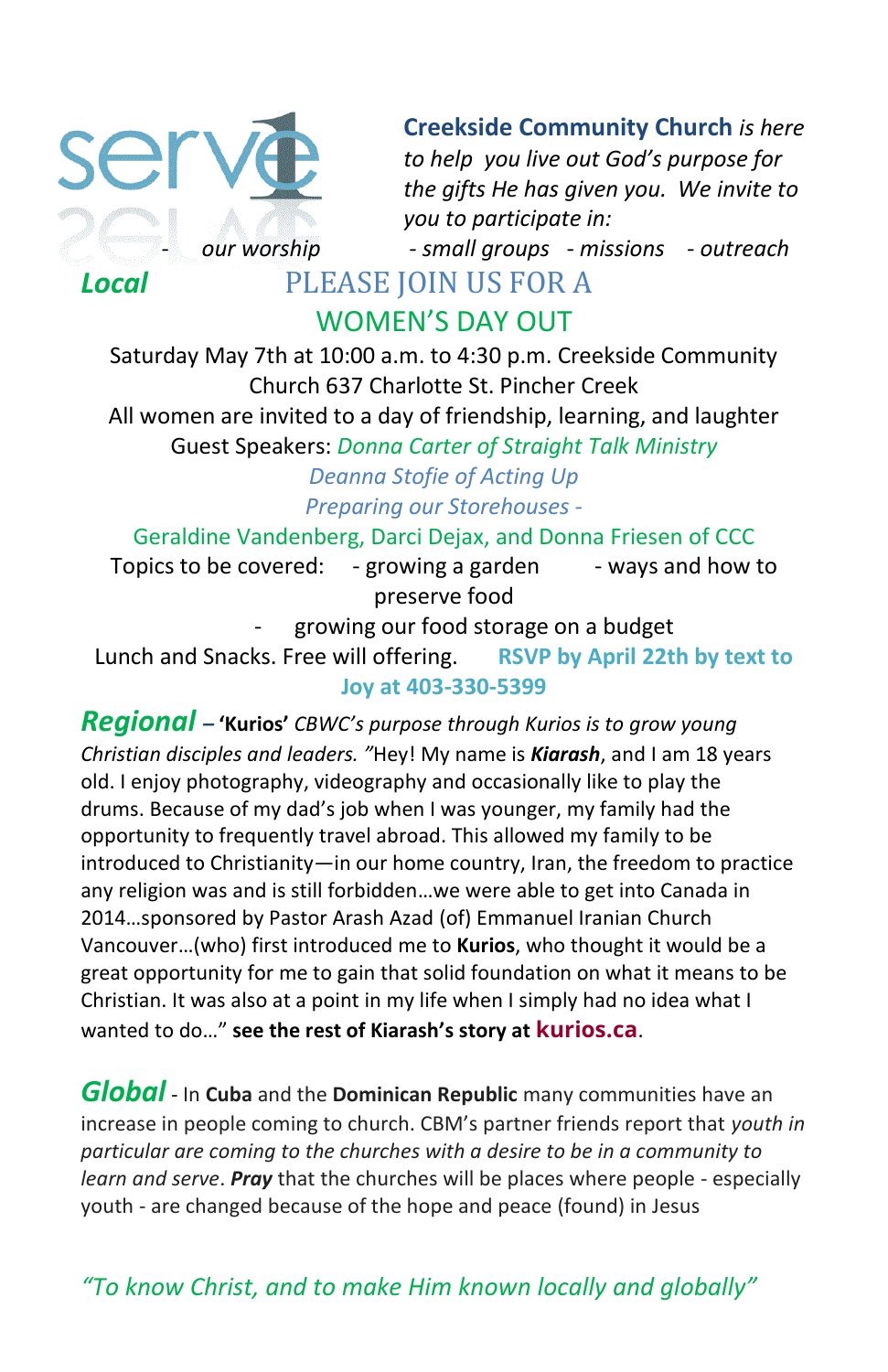serve

**Creekside Community Church** *is here to help you live out God's purpose for the gifts He has given you. We invite to you to participate in:*

*- our worship - small groups - missions - outreach*

***Local***

PLEASE JOIN US FOR A

WOMEN'S DAY OUT

Saturday May 7th at 10:00 a.m. to 4:30 p.m. Creekside Community Church 637 Charlotte St. Pincher Creek

All women are invited to a day of friendship, learning, and laughter

Guest Speakers: *Donna Carter of Straight Talk Ministry*

*Deanna Stofie of Acting Up*

*Preparing our Storehouses -*

Geraldine Vandenberg, Darci Dejax, and Donna Friesen of CCC

Topics to be covered: - growing a garden - ways and how to preserve food

- growing our food storage on a budget

Lunch and Snacks. Free will offering. **RSVP by April 22th by text to Joy at 403-330-5399**

***Regional*** – **'Kurios'** *CBWC's purpose through Kurios is to grow young Christian disciples and leaders. "*Hey! My name is ***Kiarash***, and I am 18 years old. I enjoy photography, videography and occasionally like to play the drums. Because of my dad's job when I was younger, my family had the opportunity to frequently travel abroad. This allowed my family to be introduced to Christianity—in our home country, Iran, the freedom to practice any religion was and is still forbidden…we were able to get into Canada in 2014…sponsored by Pastor Arash Azad (of) Emmanuel Iranian Church Vancouver…(who) first introduced me to **Kurios**, who thought it would be a great opportunity for me to gain that solid foundation on what it means to be Christian. It was also at a point in my life when I simply had no idea what I wanted to do…" **see the rest of Kiarash's story at kurios.ca**.

***Global*** - In **Cuba** and the **Dominican Republic** many communities have an increase in people coming to church. CBM's partner friends report that *youth in particular are coming to the churches with a desire to be in a community to learn and serve*. ***Pray*** that the churches will be places where people - especially youth - are changed because of the hope and peace (found) in Jesus

*"To know Christ, and to make Him known locally and globally"*